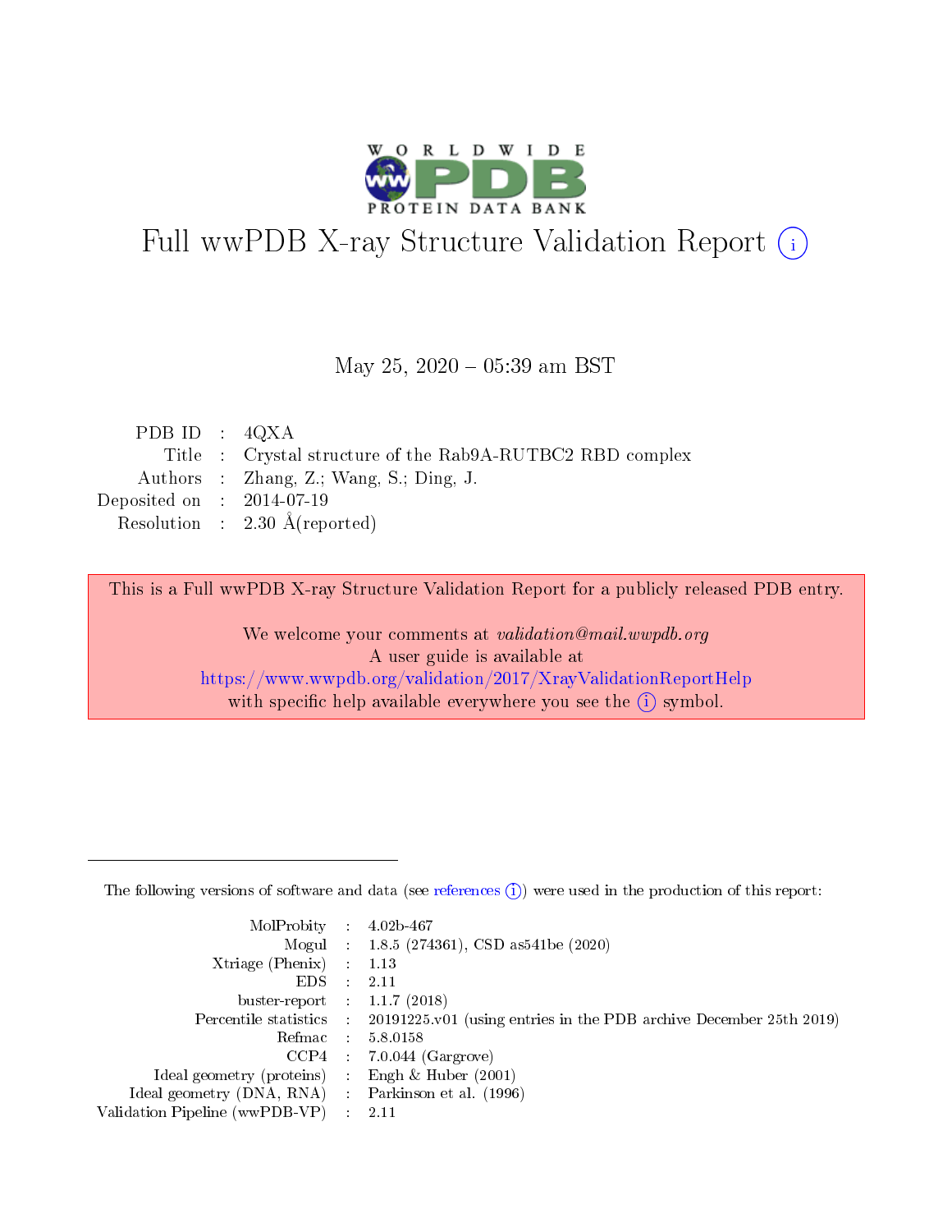# Full wwPDB X-ray Structure Validation Report

May 25, 2020 – 05:39 am BST

| | | |
|---|---|---|
| PDB ID | : | 4QXA |
| Title | : | Crystal structure of the Rab9A-RUTBC2 RBD complex |
| Authors | : | Zhang, Z.; Wang, S.; Ding, J. |
| Deposited on | : | 2014-07-19 |
| Resolution | : | 2.30 Å(reported) |

This is a Full wwPDB X-ray Structure Validation Report for a publicly released PDB entry.

We welcome your comments at *validation@mail.wwpdb.org*
A user guide is available at
https://www.wwpdb.org/validation/2017/XrayValidationReportHelp
with specific help available everywhere you see the (i) symbol.

---

The following versions of software and data (see references (i)) were used in the production of this report:

| | | |
|---|---|---|
| MolProbity | : | 4.02b-467 |
| Mogul | : | 1.8.5 (274361), CSD as541be (2020) |
| Xtriage (Phenix) | : | 1.13 |
| EDS | : | 2.11 |
| buster-report | : | 1.1.7 (2018) |
| Percentile statistics | : | 20191225.v01 (using entries in the PDB archive December 25th 2019) |
| Refmac | : | 5.8.0158 |
| CCP4 | : | 7.0.044 (Gargrove) |
| Ideal geometry (proteins) | : | Engh & Huber (2001) |
| Ideal geometry (DNA, RNA) | : | Parkinson et al. (1996) |
| Validation Pipeline (wwPDB-VP) | : | 2.11 |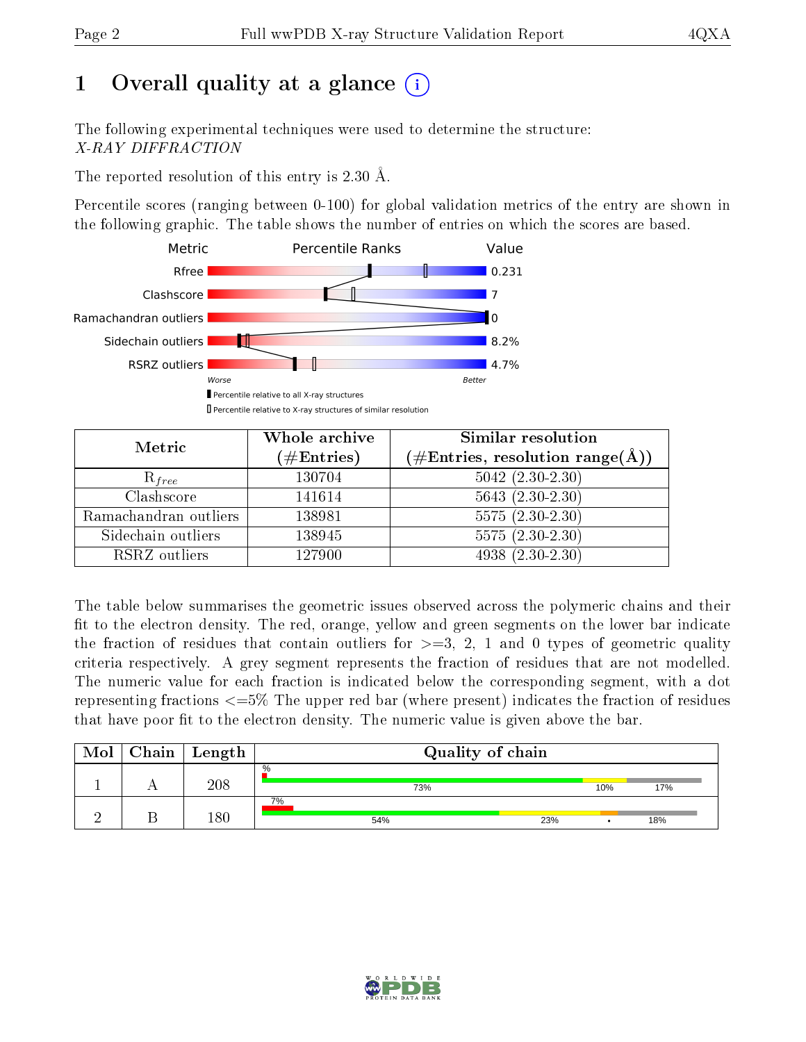# 1 Overall quality at a glance (i)

The following experimental techniques were used to determine the structure:
*X-RAY DIFFRACTION*

The reported resolution of this entry is 2.30 Å.

Percentile scores (ranging between 0-100) for global validation metrics of the entry are shown in the following graphic. The table shows the number of entries on which the scores are based.

Metric
Percentile Ranks
Value
Rfree 0.231
Clashscore 7
Ramachandran outliers 0
Sidechain outliers 8.2%
RSRZ outliers 4.7%
Worse
Better
Percentile relative to all X-ray structures
Percentile relative to X-ray structures of similar resolution

| Metric | Whole archive (#Entries) | Similar resolution (#Entries, resolution range(Å)) |
|---|---|---|
| $R_{free}$ | 130704 | 5042 (2.30-2.30) |
| Clashscore | 141614 | 5643 (2.30-2.30) |
| Ramachandran outliers | 138981 | 5575 (2.30-2.30) |
| Sidechain outliers | 138945 | 5575 (2.30-2.30) |
| RSRZ outliers | 127900 | 4938 (2.30-2.30) |

The table below summarises the geometric issues observed across the polymeric chains and their fit to the electron density. The red, orange, yellow and green segments on the lower bar indicate the fraction of residues that contain outliers for >=3, 2, 1 and 0 types of geometric quality criteria respectively. A grey segment represents the fraction of residues that are not modelled. The numeric value for each fraction is indicated below the corresponding segment, with a dot representing fractions <=5% The upper red bar (where present) indicates the fraction of residues that have poor fit to the electron density. The numeric value is given above the bar.

| Mol | Chain | Length | Quality of chain |
|---|---|---|---|
| 1 | A | 208 | % / 73% / 10% / 17% |
| 2 | B | 180 | 7% / 54% / 23% / • / 18% |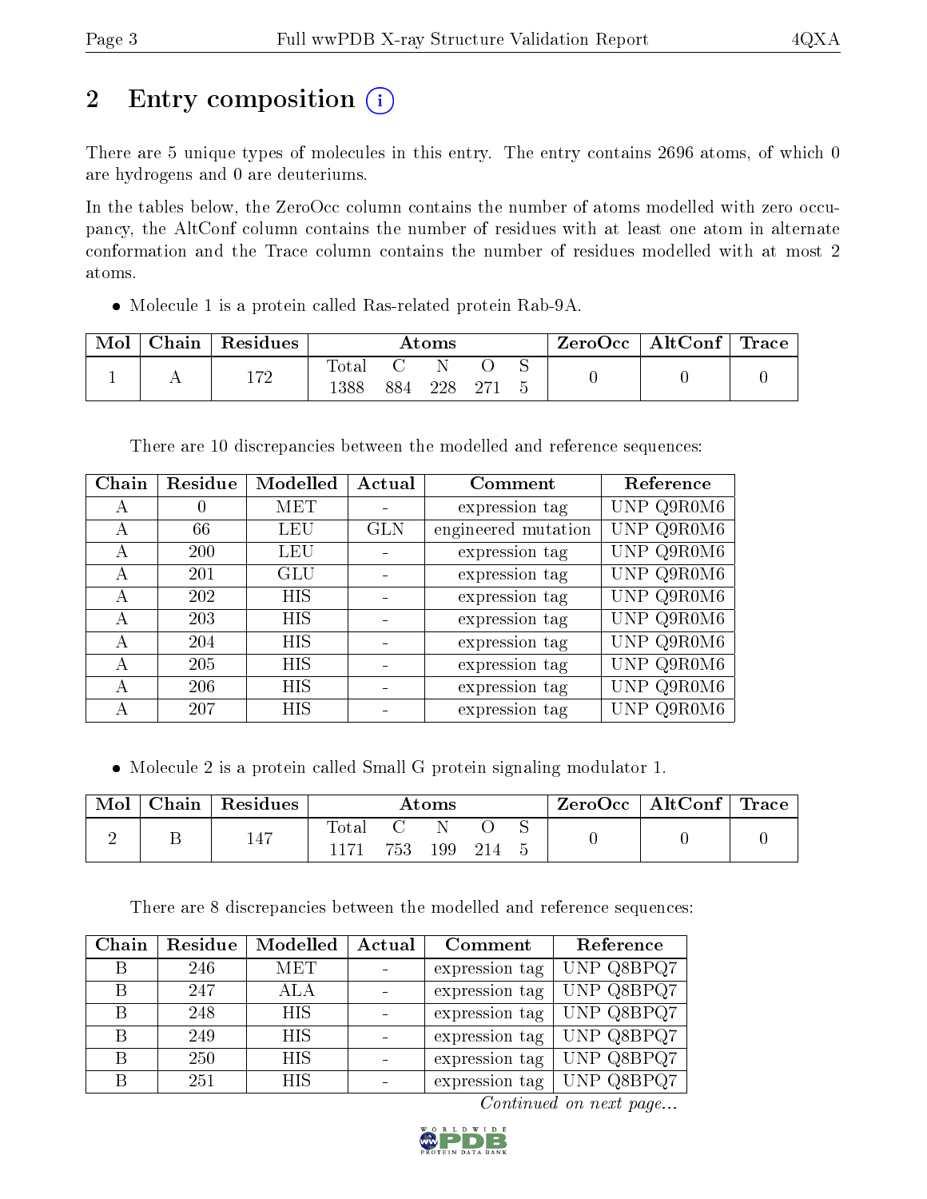# 2 Entry composition

There are 5 unique types of molecules in this entry. The entry contains 2696 atoms, of which 0 are hydrogens and 0 are deuteriums.

In the tables below, the ZeroOcc column contains the number of atoms modelled with zero occupancy, the AltConf column contains the number of residues with at least one atom in alternate conformation and the Trace column contains the number of residues modelled with at most 2 atoms.

- Molecule 1 is a protein called Ras-related protein Rab-9A.

| Mol | Chain | Residues | Atoms | | | | | ZeroOcc | AltConf | Trace |
|---|---|---|---|---|---|---|---|---|---|---|
| | | | Total | C | N | O | S | | | |
| 1 | A | 172 | 1388 | 884 | 228 | 271 | 5 | 0 | 0 | 0 |

There are 10 discrepancies between the modelled and reference sequences:

| Chain | Residue | Modelled | Actual | Comment | Reference |
|---|---|---|---|---|---|
| A | 0 | MET | - | expression tag | UNP Q9R0M6 |
| A | 66 | LEU | GLN | engineered mutation | UNP Q9R0M6 |
| A | 200 | LEU | - | expression tag | UNP Q9R0M6 |
| A | 201 | GLU | - | expression tag | UNP Q9R0M6 |
| A | 202 | HIS | - | expression tag | UNP Q9R0M6 |
| A | 203 | HIS | - | expression tag | UNP Q9R0M6 |
| A | 204 | HIS | - | expression tag | UNP Q9R0M6 |
| A | 205 | HIS | - | expression tag | UNP Q9R0M6 |
| A | 206 | HIS | - | expression tag | UNP Q9R0M6 |
| A | 207 | HIS | - | expression tag | UNP Q9R0M6 |

- Molecule 2 is a protein called Small G protein signaling modulator 1.

| Mol | Chain | Residues | Atoms | | | | | ZeroOcc | AltConf | Trace |
|---|---|---|---|---|---|---|---|---|---|---|
| | | | Total | C | N | O | S | | | |
| 2 | B | 147 | 1171 | 753 | 199 | 214 | 5 | 0 | 0 | 0 |

There are 8 discrepancies between the modelled and reference sequences:

| Chain | Residue | Modelled | Actual | Comment | Reference |
|---|---|---|---|---|---|
| B | 246 | MET | - | expression tag | UNP Q8BPQ7 |
| B | 247 | ALA | - | expression tag | UNP Q8BPQ7 |
| B | 248 | HIS | - | expression tag | UNP Q8BPQ7 |
| B | 249 | HIS | - | expression tag | UNP Q8BPQ7 |
| B | 250 | HIS | - | expression tag | UNP Q8BPQ7 |
| B | 251 | HIS | - | expression tag | UNP Q8BPQ7 |

*Continued on next page...*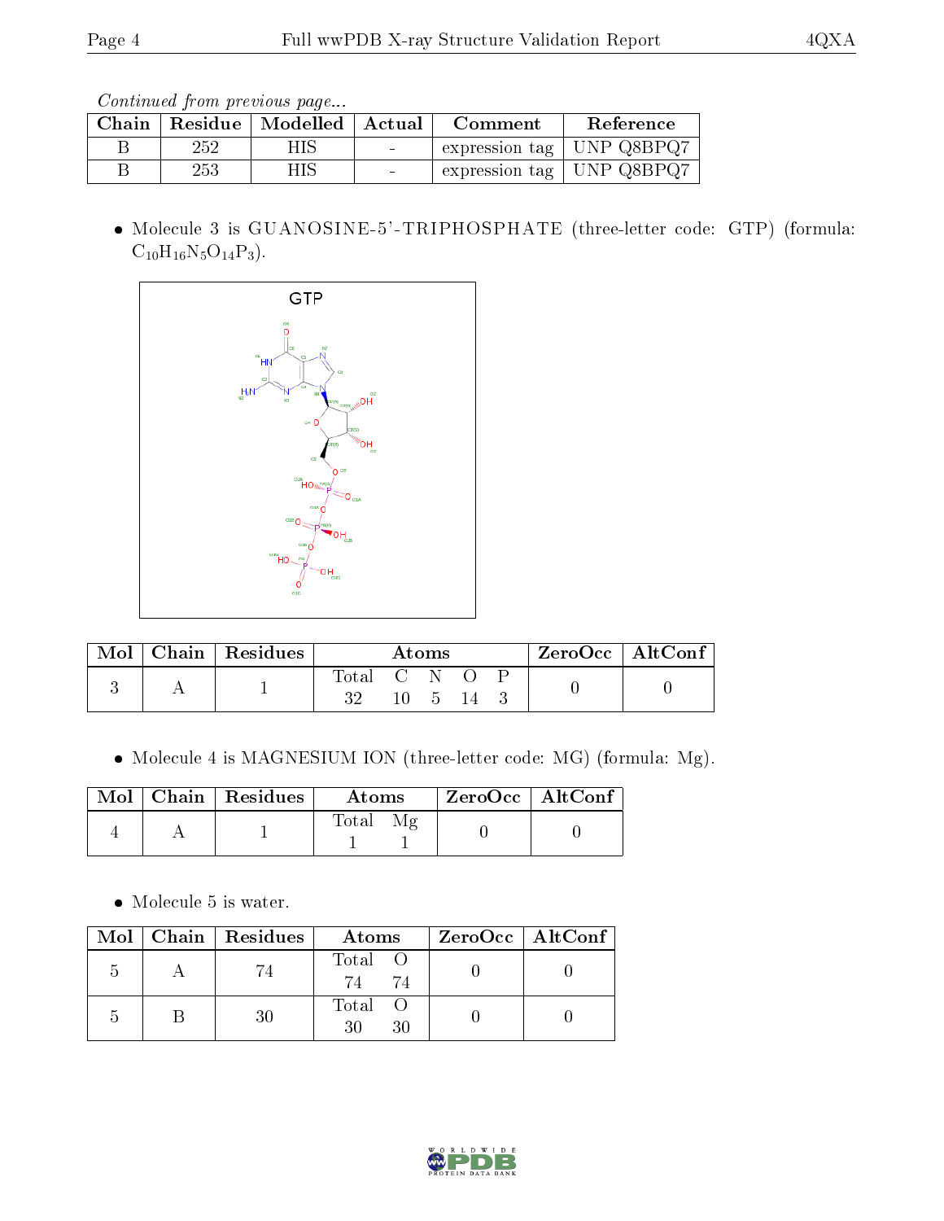Continued from previous page...

| Chain | Residue | Modelled | Actual | Comment | Reference |
|---|---|---|---|---|---|
| B | 252 | HIS | - | expression tag | UNP Q8BPQ7 |
| B | 253 | HIS | - | expression tag | UNP Q8BPQ7 |

- Molecule 3 is GUANOSINE-5'-TRIPHOSPHATE (three-letter code: GTP) (formula: $C_{10}H_{16}N_5O_{14}P_3$).

| Mol | Chain | Residues | Atoms | ZeroOcc | AltConf |
|---|---|---|---|---|---|
| 3 | A | 1 | Total C N O P<br>32 10 5 14 3 | 0 | 0 |

- Molecule 4 is MAGNESIUM ION (three-letter code: MG) (formula: Mg).

| Mol | Chain | Residues | Atoms | ZeroOcc | AltConf |
|---|---|---|---|---|---|
| 4 | A | 1 | Total Mg<br>1 1 | 0 | 0 |

- Molecule 5 is water.

| Mol | Chain | Residues | Atoms | ZeroOcc | AltConf |
|---|---|---|---|---|---|
| 5 | A | 74 | Total O<br>74 74 | 0 | 0 |
| 5 | B | 30 | Total O<br>30 30 | 0 | 0 |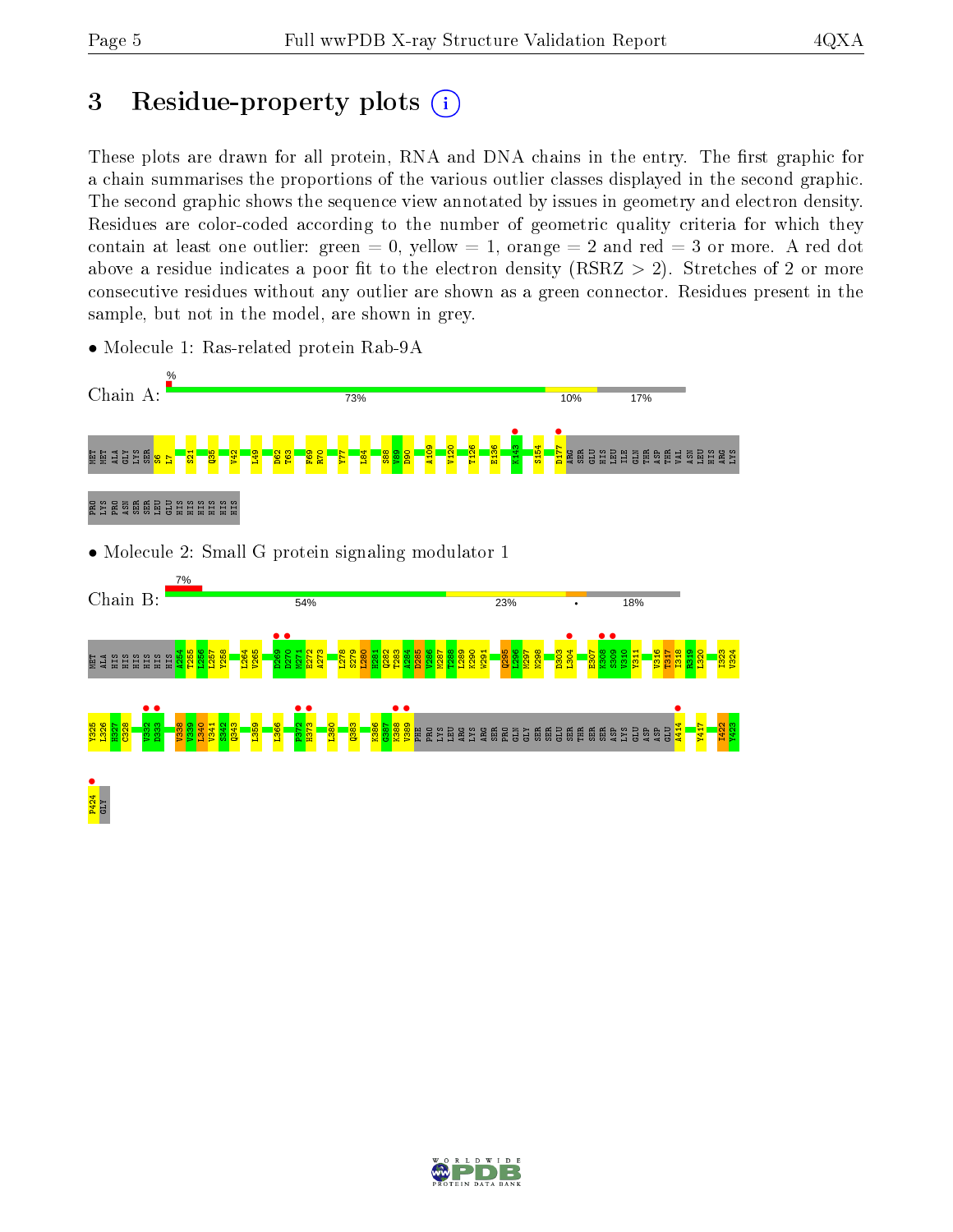# 3 Residue-property plots

These plots are drawn for all protein, RNA and DNA chains in the entry. The first graphic for a chain summarises the proportions of the various outlier classes displayed in the second graphic. The second graphic shows the sequence view annotated by issues in geometry and electron density. Residues are color-coded according to the number of geometric quality criteria for which they contain at least one outlier: green = 0, yellow = 1, orange = 2 and red = 3 or more. A red dot above a residue indicates a poor fit to the electron density (RSRZ > 2). Stretches of 2 or more consecutive residues without any outlier are shown as a green connector. Residues present in the sample, but not in the model, are shown in grey.

- Molecule 1: Ras-related protein Rab-9A

Chain A: % | 73% | 10% | 17%

MET MET ALA GLY LYS SER S6 L7 S21 Q35 V42 L49 D62 T63 F69 R70 Y77 L84 S88 V89 D90 A109 V120 T126 E136 K143 S154 D177 ARG SER GLU HIS LEU ILE GLN THR ASP THR VAL ASN LEU HIS ARG LYS PRO LYS PRO ASN SER SER LEU GLU HIS HIS HIS HIS HIS HIS

- Molecule 2: Small G protein signaling modulator 1

Chain B: 7% | 54% | 23% | • | 18%

MET ALA HIS HIS HIS HIS HIS HIS A254 T255 L256 L257 Y258 L264 V265 L269 D270 M271 E272 A273 L278 S279 L280 H281 Q282 T283 A284 D285 V286 M287 T288 L289 K290 W291 Q295 L296 M297 N298 D303 L304 E307 K308 S309 V310 Y311 V316 T317 I318 R319 L320 I323 V324 V325 L326 H327 C328 V332 D333 V338 V339 L340 V341 S342 Q343 L359 L366 P372 H373 L380 Q383 K386 G387 K388 V389 PHE PRO LYS LEU ARG LYS ARG SER PRO GLN GLY SER SER GLU SER THR SER SER ASP LYS GLU ASP ASP GLU A414 Y417 I422 V423 F424 GLY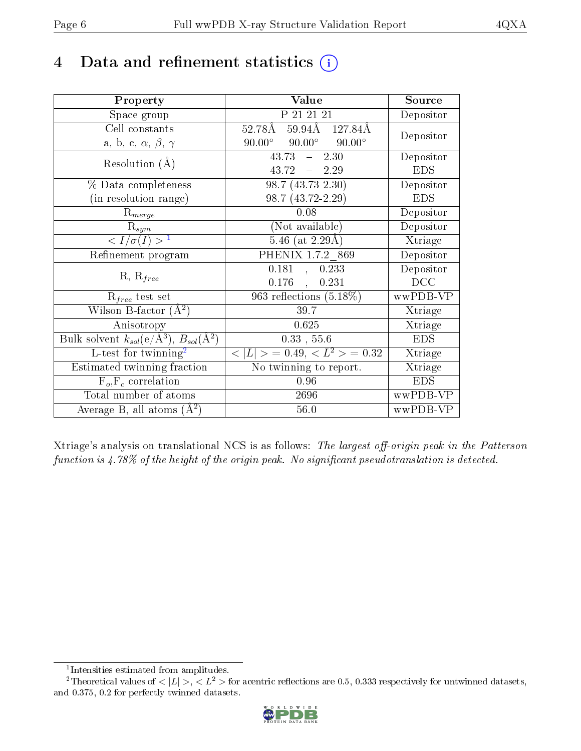# 4 Data and refinement statistics (i)

| Property | Value | Source |
|---|---|---|
| Space group | P 21 21 21 | Depositor |
| Cell constants<br>a, b, c, $\alpha$, $\beta$, $\gamma$ | 52.78Å 59.94Å 127.84Å<br>90.00° 90.00° 90.00° | Depositor |
| Resolution (Å) | 43.73 – 2.30<br>43.72 – 2.29 | Depositor<br>EDS |
| % Data completeness<br>(in resolution range) | 98.7 (43.73-2.30)<br>98.7 (43.72-2.29) | Depositor<br>EDS |
| $R_{merge}$ | 0.08 | Depositor |
| $R_{sym}$ | (Not available) | Depositor |
| $< I/\sigma(I) >$ [1] | 5.46 (at 2.29Å) | Xtriage |
| Refinement program | PHENIX 1.7.2_869 | Depositor |
| R, $R_{free}$ | 0.181 , 0.233<br>0.176 , 0.231 | Depositor<br>DCC |
| $R_{free}$ test set | 963 reflections (5.18%) | wwPDB-VP |
| Wilson B-factor (Å$^2$) | 39.7 | Xtriage |
| Anisotropy | 0.625 | Xtriage |
| Bulk solvent $k_{sol}$(e/Å$^3$), $B_{sol}$(Å$^2$) | 0.33 , 55.6 | EDS |
| L-test for twinning[2] | $< \|L\| > = 0.49$, $< L^2 > = 0.32$ | Xtriage |
| Estimated twinning fraction | No twinning to report. | Xtriage |
| $F_o$,$F_c$ correlation | 0.96 | EDS |
| Total number of atoms | 2696 | wwPDB-VP |
| Average B, all atoms (Å$^2$) | 56.0 | wwPDB-VP |

Xtriage's analysis on translational NCS is as follows: *The largest off-origin peak in the Patterson function is 4.78% of the height of the origin peak. No significant pseudotranslation is detected.*

[1] Intensities estimated from amplitudes.

[2] Theoretical values of $< |L| >$, $< L^2 >$ for acentric reflections are 0.5, 0.333 respectively for untwinned datasets, and 0.375, 0.2 for perfectly twinned datasets.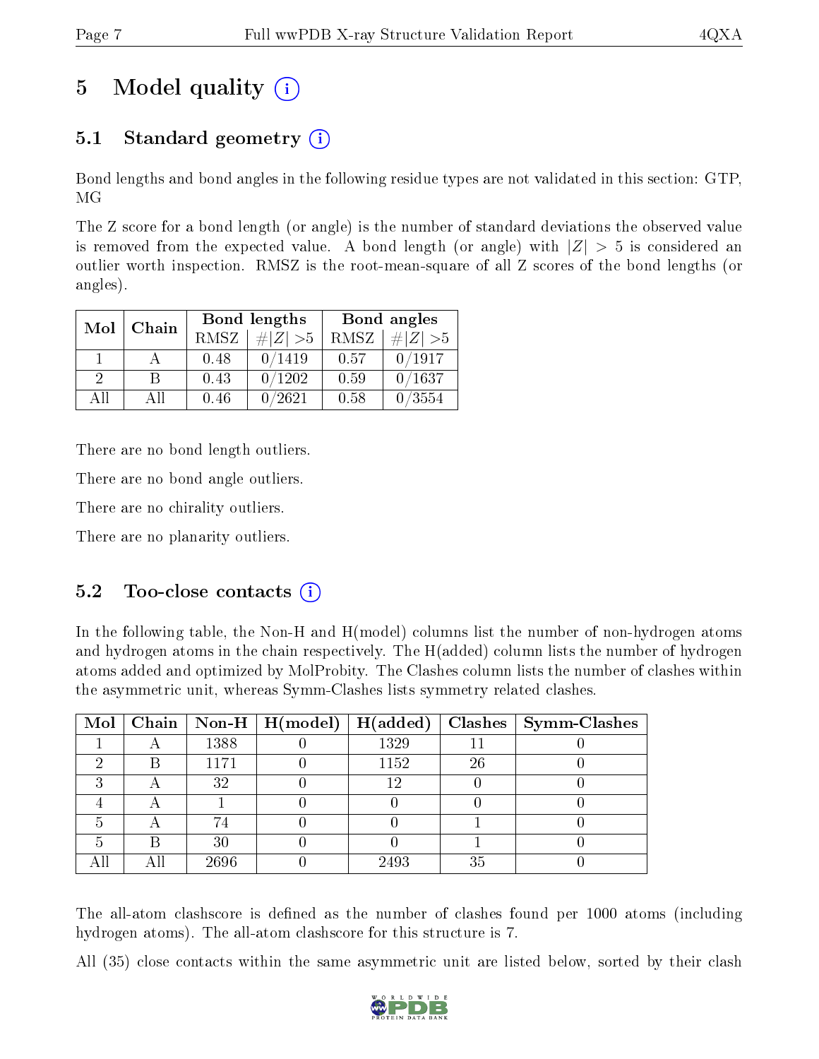# 5 Model quality

## 5.1 Standard geometry

Bond lengths and bond angles in the following residue types are not validated in this section: GTP, MG

The Z score for a bond length (or angle) is the number of standard deviations the observed value is removed from the expected value. A bond length (or angle) with $|Z| > 5$ is considered an outlier worth inspection. RMSZ is the root-mean-square of all Z scores of the bond lengths (or angles).

| Mol | Chain | Bond lengths | | Bond angles | |
|---|---|---|---|---|---|
| | | RMSZ | $\#\|Z\| > 5$ | RMSZ | $\#\|Z\| > 5$ |
| 1 | A | 0.48 | 0/1419 | 0.57 | 0/1917 |
| 2 | B | 0.43 | 0/1202 | 0.59 | 0/1637 |
| All | All | 0.46 | 0/2621 | 0.58 | 0/3554 |

There are no bond length outliers.

There are no bond angle outliers.

There are no chirality outliers.

There are no planarity outliers.

## 5.2 Too-close contacts

In the following table, the Non-H and H(model) columns list the number of non-hydrogen atoms and hydrogen atoms in the chain respectively. The H(added) column lists the number of hydrogen atoms added and optimized by MolProbity. The Clashes column lists the number of clashes within the asymmetric unit, whereas Symm-Clashes lists symmetry related clashes.

| Mol | Chain | Non-H | H(model) | H(added) | Clashes | Symm-Clashes |
|---|---|---|---|---|---|---|
| 1 | A | 1388 | 0 | 1329 | 11 | 0 |
| 2 | B | 1171 | 0 | 1152 | 26 | 0 |
| 3 | A | 32 | 0 | 12 | 0 | 0 |
| 4 | A | 1 | 0 | 0 | 0 | 0 |
| 5 | A | 74 | 0 | 0 | 1 | 0 |
| 5 | B | 30 | 0 | 0 | 1 | 0 |
| All | All | 2696 | 0 | 2493 | 35 | 0 |

The all-atom clashscore is defined as the number of clashes found per 1000 atoms (including hydrogen atoms). The all-atom clashscore for this structure is 7.

All (35) close contacts within the same asymmetric unit are listed below, sorted by their clash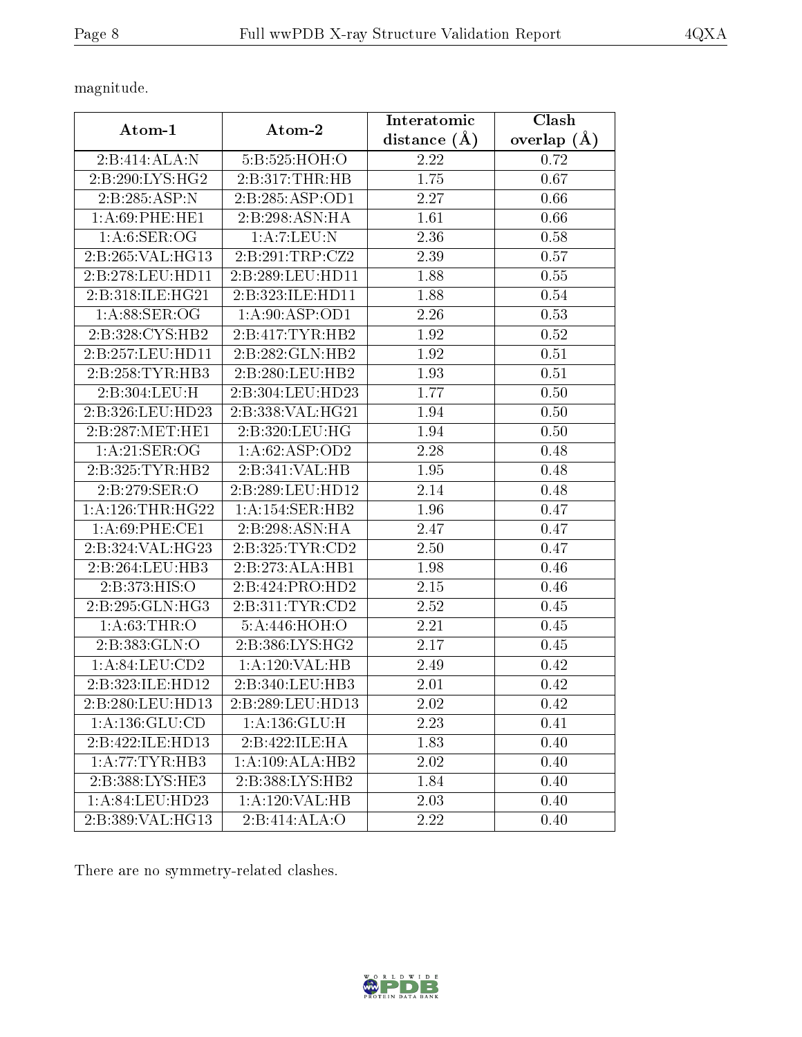magnitude.

| Atom-1 | Atom-2 | Interatomic distance (Å) | Clash overlap (Å) |
| --- | --- | --- | --- |
| 2:B:414:ALA:N | 5:B:525:HOH:O | 2.22 | 0.72 |
| 2:B:290:LYS:HG2 | 2:B:317:THR:HB | 1.75 | 0.67 |
| 2:B:285:ASP:N | 2:B:285:ASP:OD1 | 2.27 | 0.66 |
| 1:A:69:PHE:HE1 | 2:B:298:ASN:HA | 1.61 | 0.66 |
| 1:A:6:SER:OG | 1:A:7:LEU:N | 2.36 | 0.58 |
| 2:B:265:VAL:HG13 | 2:B:291:TRP:CZ2 | 2.39 | 0.57 |
| 2:B:278:LEU:HD11 | 2:B:289:LEU:HD11 | 1.88 | 0.55 |
| 2:B:318:ILE:HG21 | 2:B:323:ILE:HD11 | 1.88 | 0.54 |
| 1:A:88:SER:OG | 1:A:90:ASP:OD1 | 2.26 | 0.53 |
| 2:B:328:CYS:HB2 | 2:B:417:TYR:HB2 | 1.92 | 0.52 |
| 2:B:257:LEU:HD11 | 2:B:282:GLN:HB2 | 1.92 | 0.51 |
| 2:B:258:TYR:HB3 | 2:B:280:LEU:HB2 | 1.93 | 0.51 |
| 2:B:304:LEU:H | 2:B:304:LEU:HD23 | 1.77 | 0.50 |
| 2:B:326:LEU:HD23 | 2:B:338:VAL:HG21 | 1.94 | 0.50 |
| 2:B:287:MET:HE1 | 2:B:320:LEU:HG | 1.94 | 0.50 |
| 1:A:21:SER:OG | 1:A:62:ASP:OD2 | 2.28 | 0.48 |
| 2:B:325:TYR:HB2 | 2:B:341:VAL:HB | 1.95 | 0.48 |
| 2:B:279:SER:O | 2:B:289:LEU:HD12 | 2.14 | 0.48 |
| 1:A:126:THR:HG22 | 1:A:154:SER:HB2 | 1.96 | 0.47 |
| 1:A:69:PHE:CE1 | 2:B:298:ASN:HA | 2.47 | 0.47 |
| 2:B:324:VAL:HG23 | 2:B:325:TYR:CD2 | 2.50 | 0.47 |
| 2:B:264:LEU:HB3 | 2:B:273:ALA:HB1 | 1.98 | 0.46 |
| 2:B:373:HIS:O | 2:B:424:PRO:HD2 | 2.15 | 0.46 |
| 2:B:295:GLN:HG3 | 2:B:311:TYR:CD2 | 2.52 | 0.45 |
| 1:A:63:THR:O | 5:A:446:HOH:O | 2.21 | 0.45 |
| 2:B:383:GLN:O | 2:B:386:LYS:HG2 | 2.17 | 0.45 |
| 1:A:84:LEU:CD2 | 1:A:120:VAL:HB | 2.49 | 0.42 |
| 2:B:323:ILE:HD12 | 2:B:340:LEU:HB3 | 2.01 | 0.42 |
| 2:B:280:LEU:HD13 | 2:B:289:LEU:HD13 | 2.02 | 0.42 |
| 1:A:136:GLU:CD | 1:A:136:GLU:H | 2.23 | 0.41 |
| 2:B:422:ILE:HD13 | 2:B:422:ILE:HA | 1.83 | 0.40 |
| 1:A:77:TYR:HB3 | 1:A:109:ALA:HB2 | 2.02 | 0.40 |
| 2:B:388:LYS:HE3 | 2:B:388:LYS:HB2 | 1.84 | 0.40 |
| 1:A:84:LEU:HD23 | 1:A:120:VAL:HB | 2.03 | 0.40 |
| 2:B:389:VAL:HG13 | 2:B:414:ALA:O | 2.22 | 0.40 |

There are no symmetry-related clashes.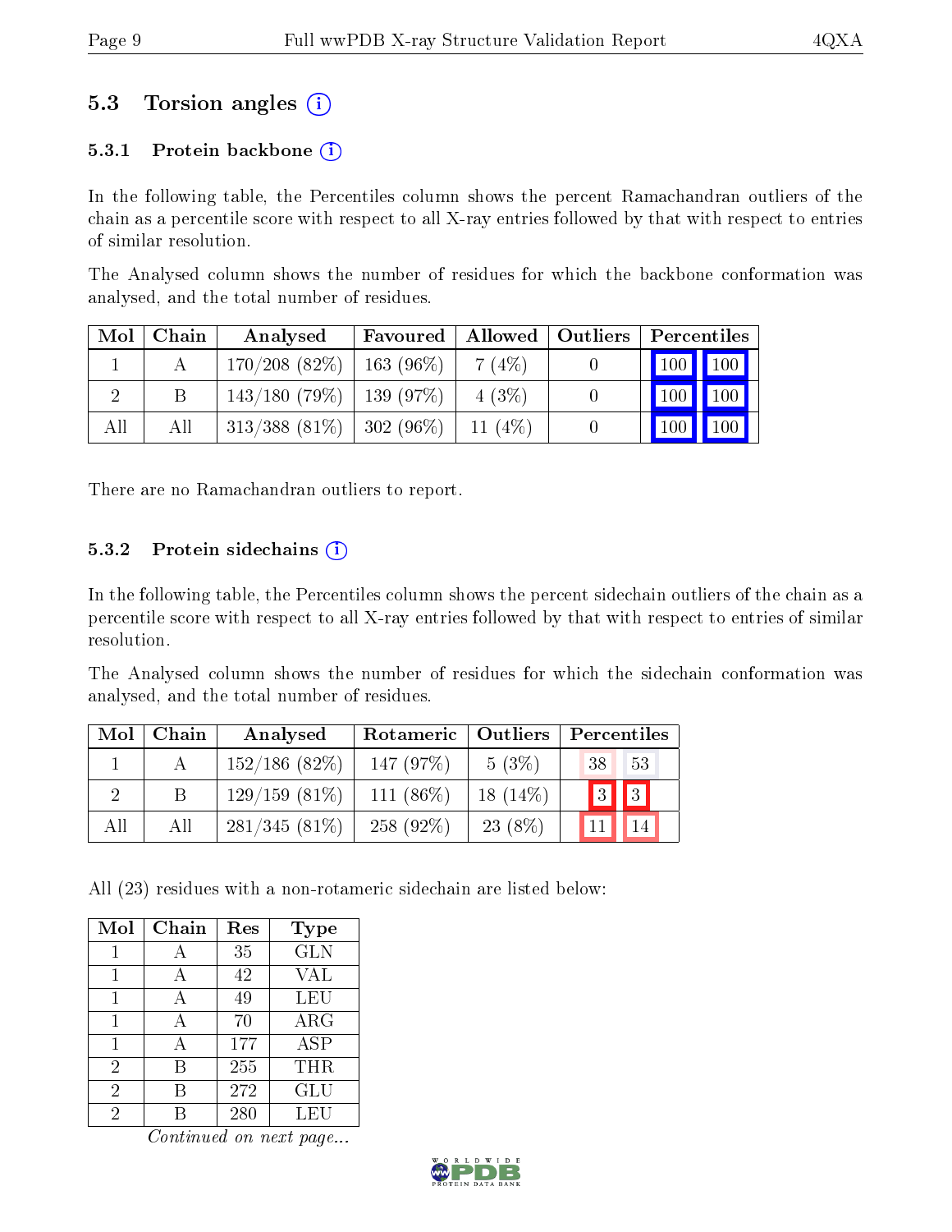## 5.3 Torsion angles (i)

### 5.3.1 Protein backbone (i)

In the following table, the Percentiles column shows the percent Ramachandran outliers of the chain as a percentile score with respect to all X-ray entries followed by that with respect to entries of similar resolution.

The Analysed column shows the number of residues for which the backbone conformation was analysed, and the total number of residues.

| Mol | Chain | Analysed | Favoured | Allowed | Outliers | Percentiles | |
|---|---|---|---|---|---|---|---|
| 1 | A | 170/208 (82%) | 163 (96%) | 7 (4%) | 0 | 100 | 100 |
| 2 | B | 143/180 (79%) | 139 (97%) | 4 (3%) | 0 | 100 | 100 |
| All | All | 313/388 (81%) | 302 (96%) | 11 (4%) | 0 | 100 | 100 |

There are no Ramachandran outliers to report.

### 5.3.2 Protein sidechains (i)

In the following table, the Percentiles column shows the percent sidechain outliers of the chain as a percentile score with respect to all X-ray entries followed by that with respect to entries of similar resolution.

The Analysed column shows the number of residues for which the sidechain conformation was analysed, and the total number of residues.

| Mol | Chain | Analysed | Rotameric | Outliers | Percentiles | |
|---|---|---|---|---|---|---|
| 1 | A | 152/186 (82%) | 147 (97%) | 5 (3%) | 38 | 53 |
| 2 | B | 129/159 (81%) | 111 (86%) | 18 (14%) | 3 | 3 |
| All | All | 281/345 (81%) | 258 (92%) | 23 (8%) | 11 | 14 |

All (23) residues with a non-rotameric sidechain are listed below:

| Mol | Chain | Res | Type |
|---|---|---|---|
| 1 | A | 35 | GLN |
| 1 | A | 42 | VAL |
| 1 | A | 49 | LEU |
| 1 | A | 70 | ARG |
| 1 | A | 177 | ASP |
| 2 | B | 255 | THR |
| 2 | B | 272 | GLU |
| 2 | B | 280 | LEU |

*Continued on next page...*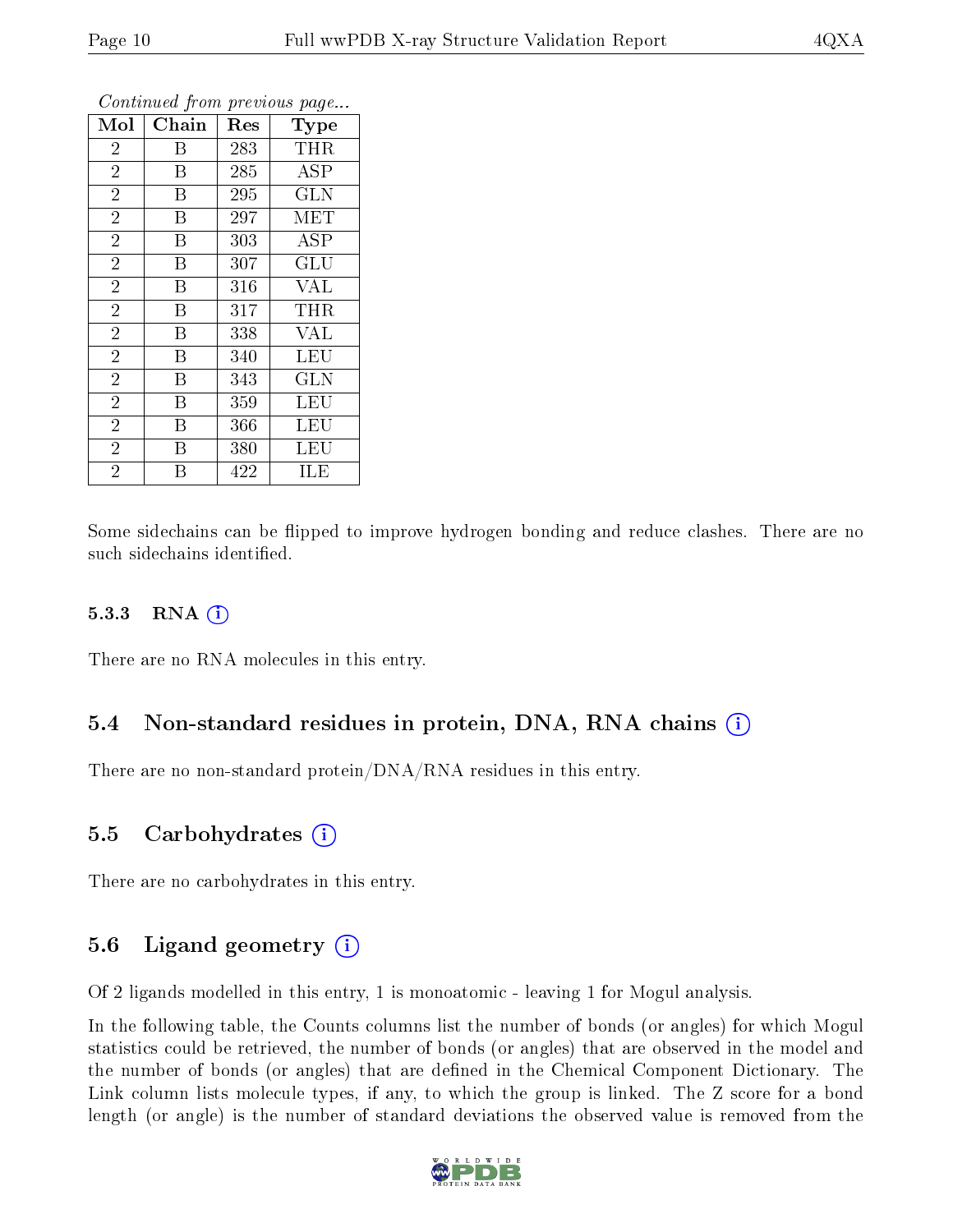*Continued from previous page...*

| Mol | Chain | Res | Type |
|---|---|---|---|
| 2 | B | 283 | THR |
| 2 | B | 285 | ASP |
| 2 | B | 295 | GLN |
| 2 | B | 297 | MET |
| 2 | B | 303 | ASP |
| 2 | B | 307 | GLU |
| 2 | B | 316 | VAL |
| 2 | B | 317 | THR |
| 2 | B | 338 | VAL |
| 2 | B | 340 | LEU |
| 2 | B | 343 | GLN |
| 2 | B | 359 | LEU |
| 2 | B | 366 | LEU |
| 2 | B | 380 | LEU |
| 2 | B | 422 | ILE |

Some sidechains can be flipped to improve hydrogen bonding and reduce clashes. There are no such sidechains identified.

### 5.3.3 RNA

There are no RNA molecules in this entry.

## 5.4 Non-standard residues in protein, DNA, RNA chains

There are no non-standard protein/DNA/RNA residues in this entry.

## 5.5 Carbohydrates

There are no carbohydrates in this entry.

## 5.6 Ligand geometry

Of 2 ligands modelled in this entry, 1 is monoatomic - leaving 1 for Mogul analysis.

In the following table, the Counts columns list the number of bonds (or angles) for which Mogul statistics could be retrieved, the number of bonds (or angles) that are observed in the model and the number of bonds (or angles) that are defined in the Chemical Component Dictionary. The Link column lists molecule types, if any, to which the group is linked. The Z score for a bond length (or angle) is the number of standard deviations the observed value is removed from the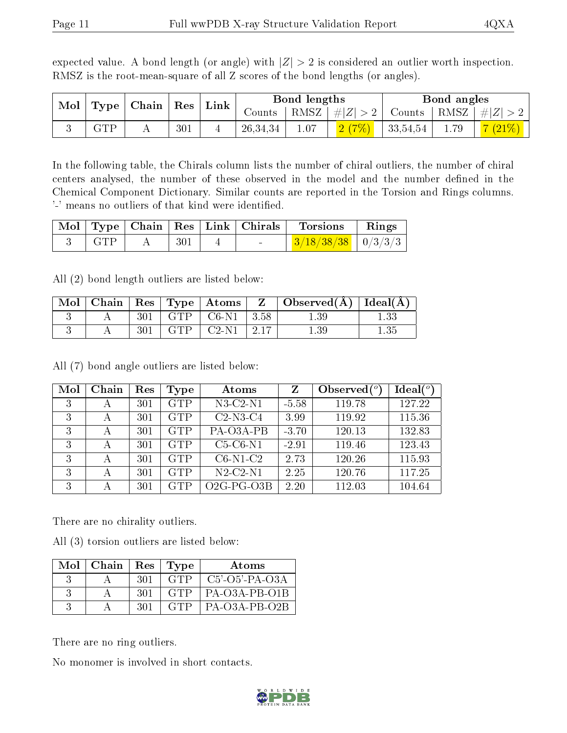expected value. A bond length (or angle) with $|Z| > 2$ is considered an outlier worth inspection. RMSZ is the root-mean-square of all Z scores of the bond lengths (or angles).

| Mol | Type | Chain | Res | Link | Bond lengths | | | Bond angles | | |
|---|---|---|---|---|---|---|---|---|---|---|
| | | | | | Counts | RMSZ | $\#\|Z\| > 2$ | Counts | RMSZ | $\#\|Z\| > 2$ |
| 3 | GTP | A | 301 | 4 | 26,34,34 | 1.07 | 2 (7%) | 33,54,54 | 1.79 | 7 (21%) |

In the following table, the Chirals column lists the number of chiral outliers, the number of chiral centers analysed, the number of these observed in the model and the number defined in the Chemical Component Dictionary. Similar counts are reported in the Torsion and Rings columns. '-' means no outliers of that kind were identified.

| Mol | Type | Chain | Res | Link | Chirals | Torsions | Rings |
|---|---|---|---|---|---|---|---|
| 3 | GTP | A | 301 | 4 | - | 3/18/38/38 | 0/3/3/3 |

All (2) bond length outliers are listed below:

| Mol | Chain | Res | Type | Atoms | Z | Observed(Å) | Ideal(Å) |
|---|---|---|---|---|---|---|---|
| 3 | A | 301 | GTP | C6-N1 | 3.58 | 1.39 | 1.33 |
| 3 | A | 301 | GTP | C2-N1 | 2.17 | 1.39 | 1.35 |

All (7) bond angle outliers are listed below:

| Mol | Chain | Res | Type | Atoms | Z | Observed($^o$) | Ideal($^o$) |
|---|---|---|---|---|---|---|---|
| 3 | A | 301 | GTP | N3-C2-N1 | -5.58 | 119.78 | 127.22 |
| 3 | A | 301 | GTP | C2-N3-C4 | 3.99 | 119.92 | 115.36 |
| 3 | A | 301 | GTP | PA-O3A-PB | -3.70 | 120.13 | 132.83 |
| 3 | A | 301 | GTP | C5-C6-N1 | -2.91 | 119.46 | 123.43 |
| 3 | A | 301 | GTP | C6-N1-C2 | 2.73 | 120.26 | 115.93 |
| 3 | A | 301 | GTP | N2-C2-N1 | 2.25 | 120.76 | 117.25 |
| 3 | A | 301 | GTP | O2G-PG-O3B | 2.20 | 112.03 | 104.64 |

There are no chirality outliers.

All (3) torsion outliers are listed below:

| Mol | Chain | Res | Type | Atoms |
|---|---|---|---|---|
| 3 | A | 301 | GTP | C5'-O5'-PA-O3A |
| 3 | A | 301 | GTP | PA-O3A-PB-O1B |
| 3 | A | 301 | GTP | PA-O3A-PB-O2B |

There are no ring outliers.

No monomer is involved in short contacts.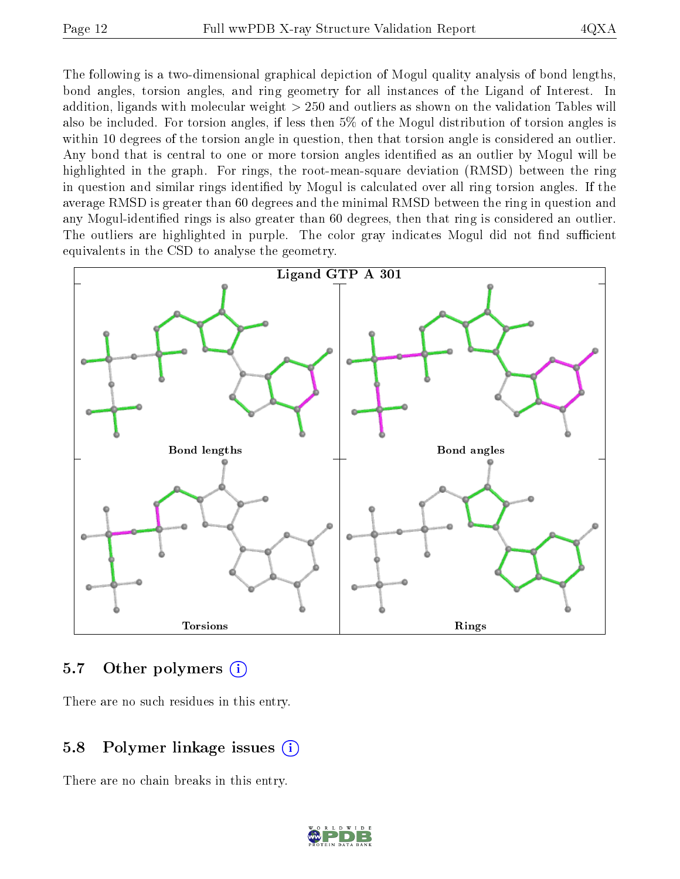The following is a two-dimensional graphical depiction of Mogul quality analysis of bond lengths, bond angles, torsion angles, and ring geometry for all instances of the Ligand of Interest. In addition, ligands with molecular weight > 250 and outliers as shown on the validation Tables will also be included. For torsion angles, if less then 5% of the Mogul distribution of torsion angles is within 10 degrees of the torsion angle in question, then that torsion angle is considered an outlier. Any bond that is central to one or more torsion angles identified as an outlier by Mogul will be highlighted in the graph. For rings, the root-mean-square deviation (RMSD) between the ring in question and similar rings identified by Mogul is calculated over all ring torsion angles. If the average RMSD is greater than 60 degrees and the minimal RMSD between the ring in question and any Mogul-identified rings is also greater than 60 degrees, then that ring is considered an outlier. The outliers are highlighted in purple. The color gray indicates Mogul did not find sufficient equivalents in the CSD to analyse the geometry.

Ligand GTP A 301

Bond lengths

Bond angles

Torsions

Rings

## 5.7 Other polymers

There are no such residues in this entry.

## 5.8 Polymer linkage issues

There are no chain breaks in this entry.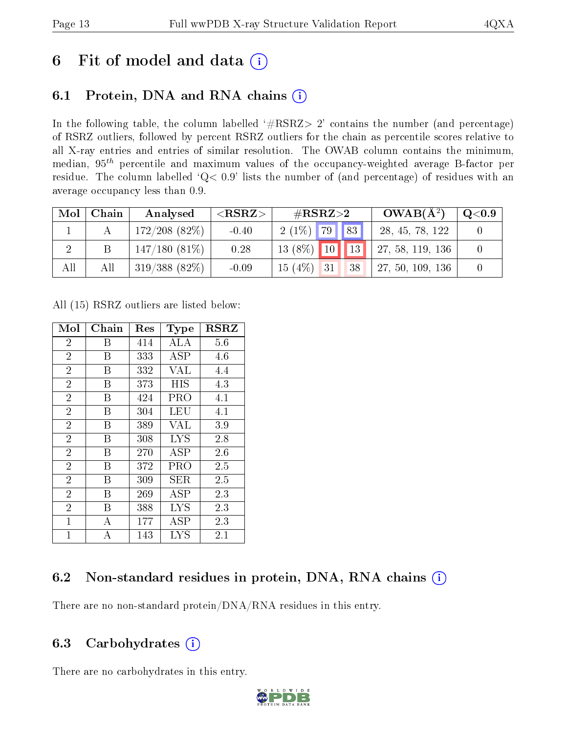# 6 Fit of model and data ⓘ

## 6.1 Protein, DNA and RNA chains ⓘ

In the following table, the column labelled '#RSRZ> 2' contains the number (and percentage) of RSRZ outliers, followed by percent RSRZ outliers for the chain as percentile scores relative to all X-ray entries and entries of similar resolution. The OWAB column contains the minimum, median, $95^{th}$ percentile and maximum values of the occupancy-weighted average B-factor per residue. The column labelled 'Q< 0.9' lists the number of (and percentage) of residues with an average occupancy less than 0.9.

| Mol | Chain | Analysed | <RSRZ> | #RSRZ>2 | | | OWAB(Å$^2$) | Q<0.9 |
|---|---|---|---|---|---|---|---|---|
| 1 | A | 172/208 (82%) | -0.40 | 2 (1%) | 79 | 83 | 28, 45, 78, 122 | 0 |
| 2 | B | 147/180 (81%) | 0.28 | 13 (8%) | 10 | 13 | 27, 58, 119, 136 | 0 |
| All | All | 319/388 (82%) | -0.09 | 15 (4%) | 31 | 38 | 27, 50, 109, 136 | 0 |

All (15) RSRZ outliers are listed below:

| Mol | Chain | Res | Type | RSRZ |
|---|---|---|---|---|
| 2 | B | 414 | ALA | 5.6 |
| 2 | B | 333 | ASP | 4.6 |
| 2 | B | 332 | VAL | 4.4 |
| 2 | B | 373 | HIS | 4.3 |
| 2 | B | 424 | PRO | 4.1 |
| 2 | B | 304 | LEU | 4.1 |
| 2 | B | 389 | VAL | 3.9 |
| 2 | B | 308 | LYS | 2.8 |
| 2 | B | 270 | ASP | 2.6 |
| 2 | B | 372 | PRO | 2.5 |
| 2 | B | 309 | SER | 2.5 |
| 2 | B | 269 | ASP | 2.3 |
| 2 | B | 388 | LYS | 2.3 |
| 1 | A | 177 | ASP | 2.3 |
| 1 | A | 143 | LYS | 2.1 |

## 6.2 Non-standard residues in protein, DNA, RNA chains ⓘ

There are no non-standard protein/DNA/RNA residues in this entry.

## 6.3 Carbohydrates ⓘ

There are no carbohydrates in this entry.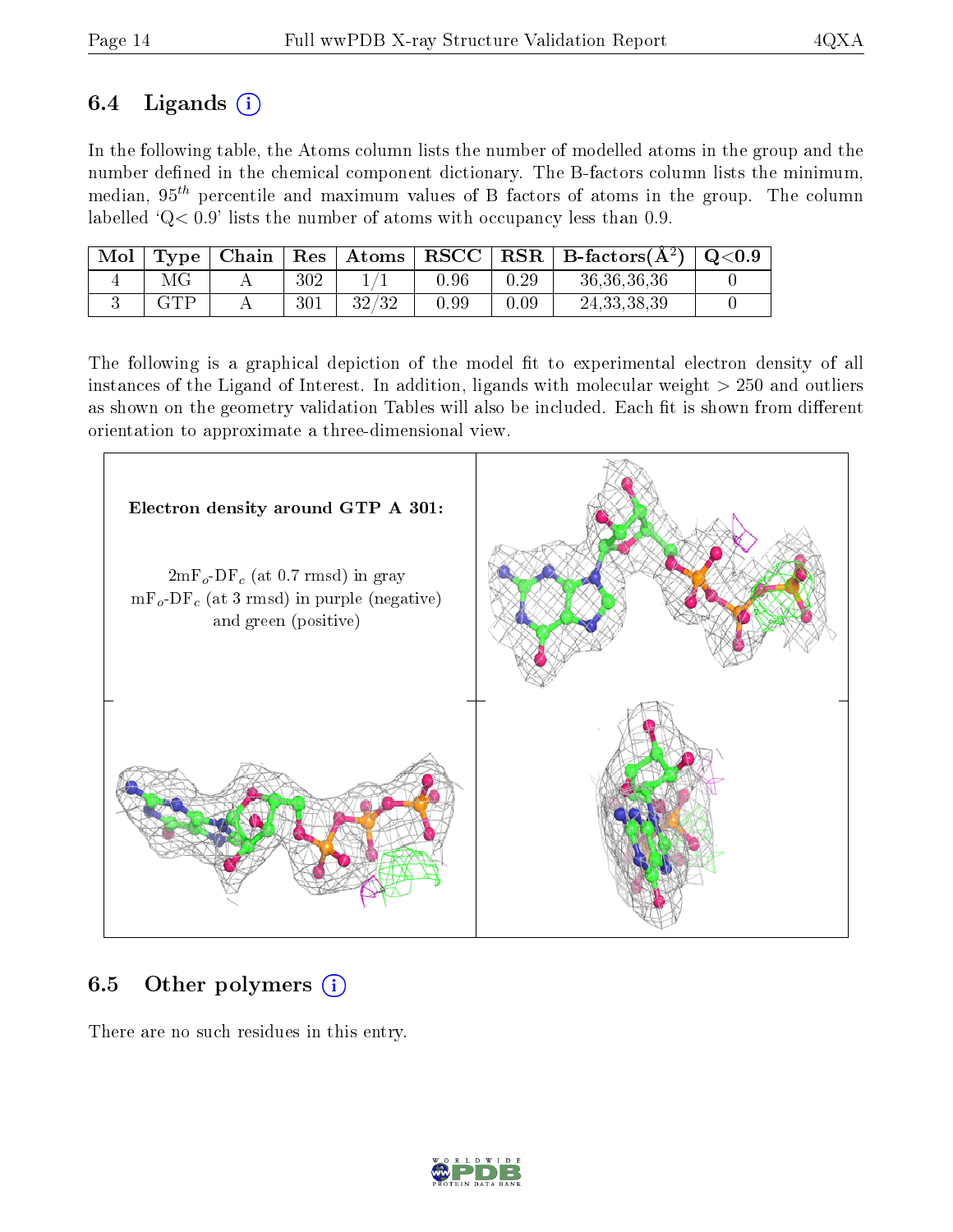## 6.4 Ligands (i)

In the following table, the Atoms column lists the number of modelled atoms in the group and the number defined in the chemical component dictionary. The B-factors column lists the minimum, median, $95^{th}$ percentile and maximum values of B factors of atoms in the group. The column labelled 'Q< 0.9' lists the number of atoms with occupancy less than 0.9.

| Mol | Type | Chain | Res | Atoms | RSCC | RSR | B-factors($\text{Å}^2$) | Q<0.9 |
|---|---|---|---|---|---|---|---|---|
| 4 | MG | A | 302 | 1/1 | 0.96 | 0.29 | 36,36,36,36 | 0 |
| 3 | GTP | A | 301 | 32/32 | 0.99 | 0.09 | 24,33,38,39 | 0 |

The following is a graphical depiction of the model fit to experimental electron density of all instances of the Ligand of Interest. In addition, ligands with molecular weight > 250 and outliers as shown on the geometry validation Tables will also be included. Each fit is shown from different orientation to approximate a three-dimensional view.

**Electron density around GTP A 301:**

$2mF_o$-$DF_c$ (at 0.7 rmsd) in gray
$mF_o$-$DF_c$ (at 3 rmsd) in purple (negative)
and green (positive)

## 6.5 Other polymers (i)

There are no such residues in this entry.